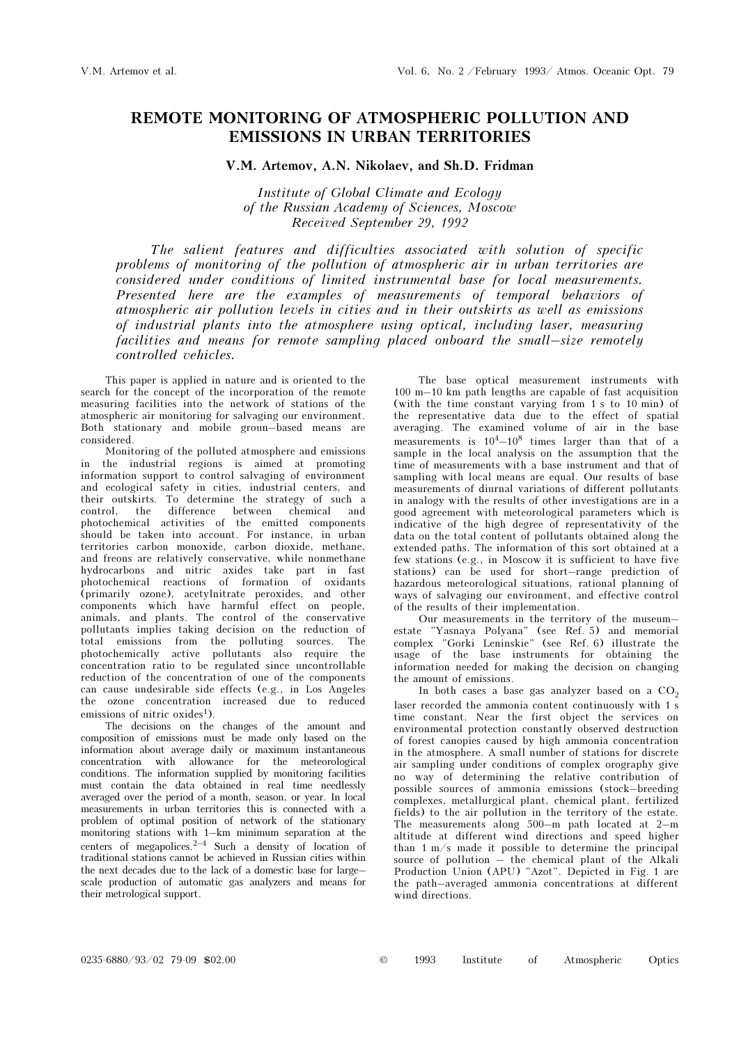# REMOTE MONITORING OF ATMOSPHERIC POLLUTION AND EMISSIONS IN URBAN TERRITORIES

**V.M. Artemov, A.N. Nikolaev, and Sh.D. Fridman**

*Institute of Global Climate and Ecology of the Russian Academy of Sciences, Moscow*
*Received September 29, 1992*

*The salient features and difficulties associated with solution of specific problems of monitoring of the pollution of atmospheric air in urban territories are considered under conditions of limited instrumental base for local measurements. Presented here are the examples of measurements of temporal behaviors of atmospheric air pollution levels in cities and in their outskirts as well as emissions of industrial plants into the atmosphere using optical, including laser, measuring facilities and means for remote sampling placed onboard the small–size remotely controlled vehicles.*

This paper is applied in nature and is oriented to the search for the concept of the incorporation of the remote measuring facilities into the network of stations of the atmospheric air monitoring for salvaging our environment. Both stationary and mobile groun–based means are considered.

Monitoring of the polluted atmosphere and emissions in the industrial regions is aimed at promoting information support to control salvaging of environment and ecological safety in cities, industrial centers, and their outskirts. To determine the strategy of such a control, the difference between chemical and photochemical activities of the emitted components should be taken into account. For instance, in urban territories carbon monoxide, carbon dioxide, methane, and freons are relatively conservative, while nonmethane hydrocarbons and nitric axides take part in fast photochemical reactions of formation of oxidants (primarily ozone), acetylnitrate peroxides, and other components which have harmful effect on people, animals, and plants. The control of the conservative pollutants implies taking decision on the reduction of total emissions from the polluting sources. The photochemically active pollutants also require the concentration ratio to be regulated since uncontrollable reduction of the concentration of one of the components can cause undesirable side effects (e.g., in Los Angeles the ozone concentration increased due to reduced emissions of nitric oxides[1]).

The decisions on the changes of the amount and composition of emissions must be made only based on the information about average daily or maximum instantaneous concentration with allowance for the meteorological conditions. The information supplied by monitoring facilities must contain the data obtained in real time needlessly averaged over the period of a month, season, or year. In local measurements in urban territories this is connected with a problem of optimal position of network of the stationary monitoring stations with 1–km minimum separation at the centers of megapolices.[2–4] Such a density of location of traditional stations cannot be achieved in Russian cities within the next decades due to the lack of a domestic base for large–scale production of automatic gas analyzers and means for their metrological support.

The base optical measurement instruments with 100 m–10 km path lengths are capable of fast acquisition (with the time constant varying from 1 s to 10 min) of the representative data due to the effect of spatial averaging. The examined volume of air in the base measurements is $10^4$–$10^8$ times larger than that of a sample in the local analysis on the assumption that the time of measurements with a base instrument and that of sampling with local means are equal. Our results of base measurements of diurnal variations of different pollutants in analogy with the results of other investigations are in a good agreement with meteorological parameters which is indicative of the high degree of representativity of the data on the total content of pollutants obtained along the extended paths. The information of this sort obtained at a few stations (e.g., in Moscow it is sufficient to have five stations) can be used for short–range prediction of hazardous meteorological situations, rational planning of ways of salvaging our environment, and effective control of the results of their implementation.

Our measurements in the territory of the museum–estate "Yasnaya Polyana" (see Ref. 5) and memorial complex "Gorki Leninskie" (see Ref. 6) illustrate the usage of the base instruments for obtaining the information needed for making the decision on changing the amount of emissions.

In both cases a base gas analyzer based on a $CO_2$ laser recorded the ammonia content continuously with 1 s time constant. Near the first object the services on environmental protection constantly observed destruction of forest canopies caused by high ammonia concentration in the atmosphere. A small number of stations for discrete air sampling under conditions of complex orography give no way of determining the relative contribution of possible sources of ammonia emissions (stock–breeding complexes, metallurgical plant, chemical plant, fertilized fields) to the air pollution in the territory of the estate. The measurements along 500–m path located at 2–m altitude at different wind directions and speed higher than 1 m/s made it possible to determine the principal source of pollution – the chemical plant of the Alkali Production Union (APU) "Azot". Depicted in Fig. 1 are the path–averaged ammonia concentrations at different wind directions.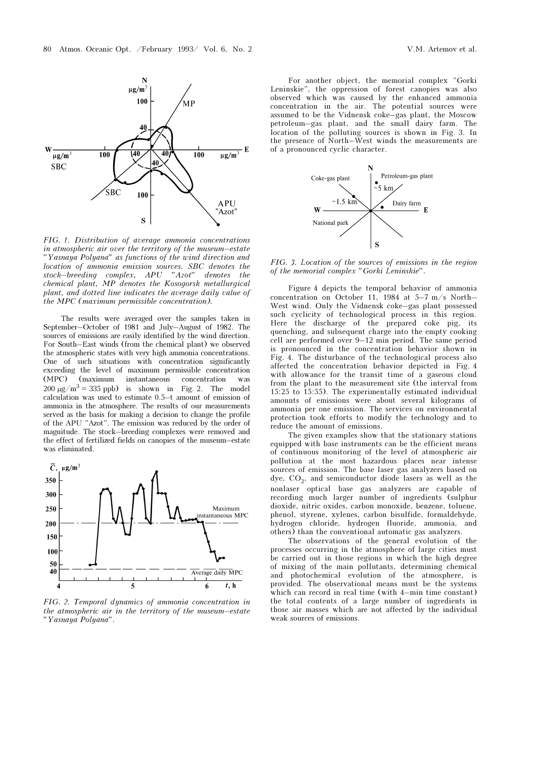N

μg/m³

100

MP

40

W

μg/m³

SBC

100

40

40

40

100

μg/m³

E

SBC

100

APU

"Azot"

S

*FIG. 1. Distribution of average ammonia concentrations in atmospheric air over the territory of the museum–estate "Yasnaya Polyana" as functions of the wind direction and location of ammonia emission sources. SBC denotes the stock–breeding complex, APU "Azot" denotes the chemical plant, MP denotes the Kosogorsk metallurgical plant, and dotted line indicates the average daily value of the MPC (maximum permissible concentration).*

The results were averaged over the samples taken in September–October of 1981 and July–August of 1982. The sources of emissions are easily identified by the wind direction. For South–East winds (from the chemical plant) we observed the atmospheric states with very high ammonia concentrations. One of such situations with concentration significantly exceeding the level of maximum permissible concentration (MPC) (maximum instantaneous concentration was $200\ \mu g/m^3 = 335$ ppb) is shown in Fig. 2. The model calculation was used to estimate 0.5–t amount of emission of ammonia in the atmosphere. The results of our measurements served as the basis for making a decision to change the profile of the APU "Azot". The emission was reduced by the order of magnitude. The stock–breeding complexes were removed and the effect of fertilized fields on canopies of the museum–estate was eliminated.

$\bar{C}$, μg/m³

350

300

250

200

150

100

50

40

Maximum instantaneous MPC

Average daily MPC

4

5

6

*t*, h

*FIG. 2. Temporal dynamics of ammonia concentration in the atmospheric air in the territory of the museum–estate "Yasnaya Polyana".*

For another object, the memorial complex "Gorki Leninskie", the oppression of forest canopies was also observed which was caused by the enhanced ammonia concentration in the air. The potential sources were assumed to be the Vidnensk coke–gas plant, the Moscow petroleum–gas plant, and the small dairy farm. The location of the polluting sources is shown in Fig. 3. In the presence of North–West winds the measurements are of a pronounced cyclic character.

N

Coke-gas plant

Petroleum-gas plant

~5 km

~1.5 km

W

Dairy farm

E

National park

S

*FIG. 3. Location of the sources of emissions in the region of the memorial complex "Gorki Leninskie".*

Figure 4 depicts the temporal behavior of ammonia concentration on October 11, 1984 at 5–7 m/s North–West wind. Only the Vidnensk coke–gas plant possessed such cyclicity of technological process in this region. Here the discharge of the prepared coke pig, its quenching, and subsequent charge into the empty cooking cell are performed over 9–12 min period. The same period is pronounced in the concentration behavior shown in Fig. 4. The disturbance of the technological process also affected the concentration behavior depicted in Fig. 4 with allowance for the transit time of a gaseous cloud from the plant to the measurement site (the interval from 15:25 to 15:55). The experimentally estimated individual amounts of emissions were about several kilograms of ammonia per one emission. The services on environmental protection took efforts to modify the technology and to reduce the amount of emissions.

The given examples show that the stationary stations equipped with base instruments can be the efficient means of continuous monitoring of the level of atmospheric air pollution at the most hazardous places near intense sources of emission. The base laser gas analyzers based on dye, $CO_2$, and semiconductor diode lasers as well as the nonlaser optical base gas analyzers are capable of recording much larger number of ingredients (sulphur dioxide, nitric oxides, carbon monoxide, benzene, toluene, phenol, styrene, xylenes, carbon bisulfide, formaldehyde, hydrogen chloride, hydrogen fluoride, ammonia, and others) than the conventional automatic gas analyzers.

The observations of the general evolution of the processes occurring in the atmosphere of large cities must be carried out in those regions in which the high degree of mixing of the main pollutants, determining chemical and photochemical evolution of the atmosphere, is provided. The observational means must be the systems which can record in real time (with 4–min time constant) the total contents of a large number of ingredients in those air masses which are not affected by the individual weak sources of emissions.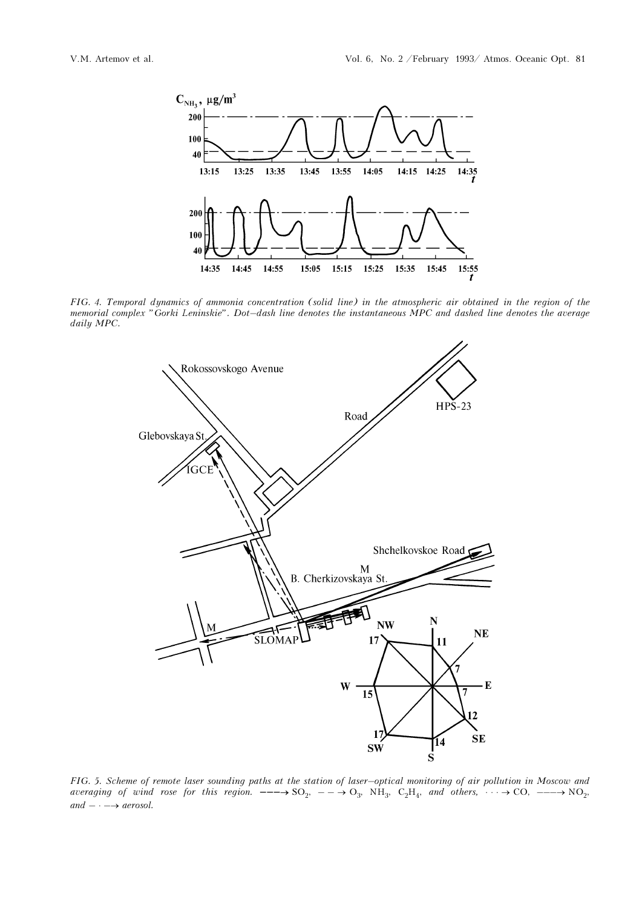$C_{NH_3}$, μg/m$^3$

200

100

40

13:15 13:25 13:35 13:45 13:55 14:05 14:15 14:25 14:35

$t$

200

100

40

14:35 14:45 14:55 15:05 15:15 15:25 15:35 15:45 15:55

$t$

*FIG. 4. Temporal dynamics of ammonia concentration (solid line) in the atmospheric air obtained in the region of the memorial complex "Gorki Leninskie". Dot–dash line denotes the instantaneous MPC and dashed line denotes the average daily MPC.*

Rokossovskogo Avenue

Road

HPS-23

Glebovskaya St.

IGCE

Shchelkovskoe Road

M

B. Cherkizovskaya St.

M

SLOMAP

N NE E SE S SW W NW

11 7 7 12 14 17 15 17

*FIG. 5. Scheme of remote laser sounding paths at the station of laser–optical monitoring of air pollution in Moscow and averaging of wind rose for this region.* ——→ $SO_2$, – – → $O_3$, $NH_3$, $C_2H_4$, *and others,* · · · → CO, ——→ $NO_2$, *and* – · –→ *aerosol.*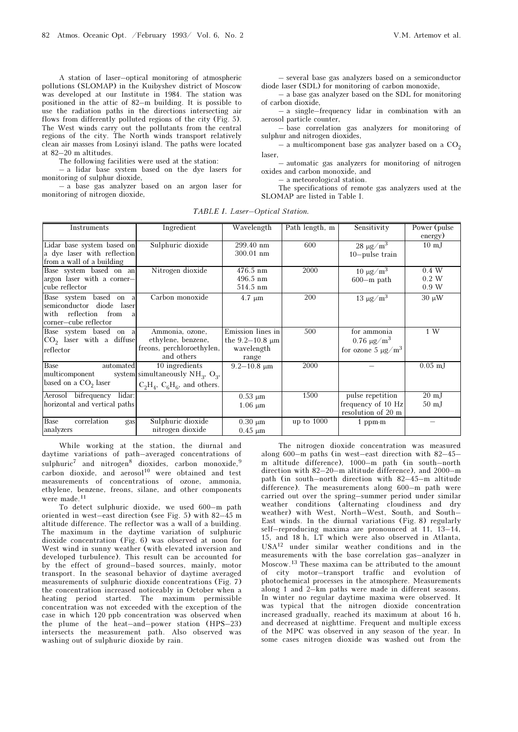A station of laser–optical monitoring of atmospheric pollutions (SLOMAP) in the Kuibyshev district of Moscow was developed at our Institute in 1984. The station was positioned in the attic of 82–m building. It is possible to use the radiation paths in the directions intersecting air flows from differently polluted regions of the city (Fig. 5). The West winds carry out the pollutants from the central regions of the city. The North winds transport relatively clean air masses from Losinyi island. The paths were located at 82–20 m altitudes.

The following facilities were used at the station:

– a lidar base system based on the dye lasers for monitoring of sulphur dioxide,

– a base gas analyzer based on an argon laser for monitoring of nitrogen dioxide,

– several base gas analyzers based on a semiconductor diode laser (SDL) for monitoring of carbon monoxide,

– a base gas analyzer based on the SDL for monitoring of carbon dioxide,

– a single–frequency lidar in combination with an aerosol particle counter,

– base correlation gas analyzers for monitoring of sulphur and nitrogen dioxides,

– a multicomponent base gas analyzer based on a $CO_2$ laser,

– automatic gas analyzers for monitoring of nitrogen oxides and carbon monoxide, and

– a meteorological station.

The specifications of remote gas analyzers used at the SLOMAP are listed in Table I.

*TABLE I. Laser–Optical Station.*

| Instruments | Ingredient | Wavelength | Path length, m | Sensitivity | Power (pulse energy) |
|---|---|---|---|---|---|
| Lidar base system based on a dye laser with reflection from a wall of a building | Sulphuric dioxide | 299.40 nm<br>300.01 nm | 600 | 28 $\mu g/m^3$<br>10–pulse train | 10 mJ |
| Base system based on an argon laser with a corner–cube reflector | Nitrogen dioxide | 476.5 nm<br>496.5 nm<br>514.5 nm | 2000 | 10 $\mu g/m^3$<br>600–m path | 0.4 W<br>0.2 W<br>0.9 W |
| Base system based on a semiconductor diode laser with reflection from a corner–cube reflector | Carbon monoxide | 4.7 μm | 200 | 13 $\mu g/m^3$ | 30 μW |
| Base system based on a $CO_2$ laser with a diffuse reflector | Ammonia, ozone, ethylene, benzene, freons, perchloroethylen, and others | Emission lines in the 9.2–10.8 μm wavelength range | 500 | for ammonia 0.76 $\mu g/m^3$<br>for ozone 5 $\mu g/m^3$ | 1 W |
| Base automated multicomponent system based on a $CO_2$ laser | 10 ingredients simultaneously $NH_3$, $O_3$, $C_2H_4$, $C_6H_6$, and others. | 9.2–10.8 μm | 2000 | – | 0.05 mJ |
| Aerosol bifrequency lidar: horizontal and vertical paths | | 0.53 μm<br>1.06 μm | 1500 | pulse repetition frequency of 10 Hz resolution of 20 m | 20 mJ<br>50 mJ |
| Base correlation gas analyzers | Sulphuric dioxide<br>nitrogen dioxide | 0.30 μm<br>0.45 μm | up to 1000 | 1 ppm·m | – |

While working at the station, the diurnal and daytime variations of path–averaged concentrations of sulphuric[7] and nitrogen[8] dioxides, carbon monoxide,[9] carbon dioxide, and aerosol[10] were obtained and test measurements of concentrations of ozone, ammonia, ethylene, benzene, freons, silane, and other components were made.[11]

To detect sulphuric dioxide, we used 600–m path oriented in west–east direction (see Fig. 5) with 82–45 m altitude difference. The reflector was a wall of a building. The maximum in the daytime variation of sulphuric dioxide concentration (Fig. 6) was observed at noon for West wind in sunny weather (with elevated inversion and developed turbulence). This result can be accounted for by the effect of ground–based sources, mainly, motor transport. In the seasonal behavior of daytime averaged measurements of sulphuric dioxide concentrations (Fig. 7) the concentration increased noticeably in October when a heating period started. The maximum permissible concentration was not exceeded with the exception of the case in which 120 ppb concentration was observed when the plume of the heat–and–power station (HPS–23) intersects the measurement path. Also observed was washing out of sulphuric dioxide by rain.

The nitrogen dioxide concentration was measured along 600–m paths (in west–east direction with 82–45–m altitude difference), 1000–m path (in south–north direction with 82–20–m altitude difference), and 2000–m path (in south–north direction with 82–45–m altitude difference). The measurements along 600–m path were carried out over the spring–summer period under similar weather conditions (alternating cloudiness and dry weather) with West, North–West, South, and South–East winds. In the diurnal variations (Fig. 8) regularly self–reproducing maxima are pronounced at 11, 13–14, 15, and 18 h, LT which were also observed in Atlanta, USA[12] under similar weather conditions and in the measurements with the base correlation gas–analyzer in Moscow.[13] These maxima can be attributed to the amount of city motor–transport traffic and evolution of photochemical processes in the atmosphere. Measurements along 1 and 2–km paths were made in different seasons. In winter no regular daytime maxima were observed. It was typical that the nitrogen dioxide concentration increased gradually, reached its maximum at about 16 h, and decreased at nighttime. Frequent and multiple excess of the MPC was observed in any season of the year. In some cases nitrogen dioxide was washed out from the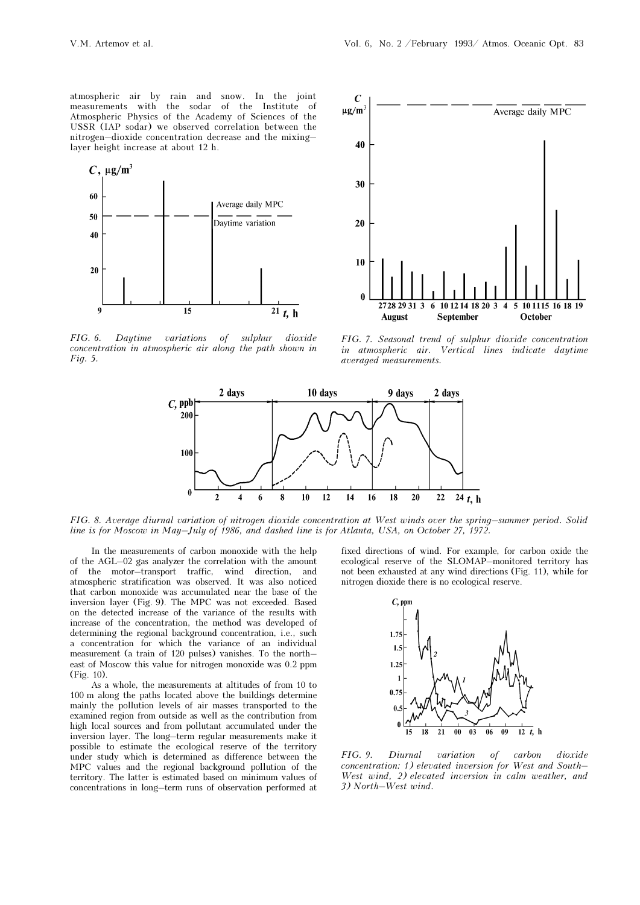atmospheric air by rain and snow. In the joint measurements with the sodar of the Institute of Atmospheric Physics of the Academy of Sciences of the USSR (IAP sodar) we observed correlation between the nitrogen–dioxide concentration decrease and the mixing–layer height increase at about 12 h.

$C$, μg/m³
60
50
40
20
9
15
21
$t$, h
Average daily MPC
Daytime variation

*FIG. 6. Daytime variations of sulphur dioxide concentration in atmospheric air along the path shown in Fig. 5.*

$C$
μg/m³
Average daily MPC
40
30
20
10
0
27 28 29 31 3 6 10 12 14 18 20 3 4 5 10 11 15 16 18 19
August
September
October

*FIG. 7. Seasonal trend of sulphur dioxide concentration in atmospheric air. Vertical lines indicate daytime averaged measurements.*

2 days
10 days
9 days
2 days
$C$, ppb
200
100
0
2 4 6 8 10 12 14 16 18 20 22 24 $t$, h

*FIG. 8. Average diurnal variation of nitrogen dioxide concentration at West winds over the spring–summer period. Solid line is for Moscow in May–July of 1986, and dashed line is for Atlanta, USA, on October 27, 1972.*

In the measurements of carbon monoxide with the help of the AGL–02 gas analyzer the correlation with the amount of the motor–transport traffic, wind direction, and atmospheric stratification was observed. It was also noticed that carbon monoxide was accumulated near the base of the inversion layer (Fig. 9). The MPC was not exceeded. Based on the detected increase of the variance of the results with increase of the concentration, the method was developed of determining the regional background concentration, i.e., such a concentration for which the variance of an individual measurement (a train of 120 pulses) vanishes. To the north–east of Moscow this value for nitrogen monoxide was 0.2 ppm (Fig. 10).

As a whole, the measurements at altitudes of from 10 to 100 m along the paths located above the buildings determine mainly the pollution levels of air masses transported to the examined region from outside as well as the contribution from high local sources and from pollutant accumulated under the inversion layer. The long–term regular measurements make it possible to estimate the ecological reserve of the territory under study which is determined as difference between the MPC values and the regional background pollution of the territory. The latter is estimated based on minimum values of concentrations in long–term runs of observation performed at fixed directions of wind. For example, for carbon oxide the ecological reserve of the SLOMAP–monitored territory has not been exhausted at any wind directions (Fig. 11), while for nitrogen dioxide there is no ecological reserve.

$C$, ppm
1.75
1.5
1.25
1
0.75
0.5
0
15 18 21 00 03 06 09 12 $t$, h
1
2
3

*FIG. 9. Diurnal variation of carbon dioxide concentration: 1) elevated inversion for West and South–West wind, 2) elevated inversion in calm weather, and 3) North–West wind.*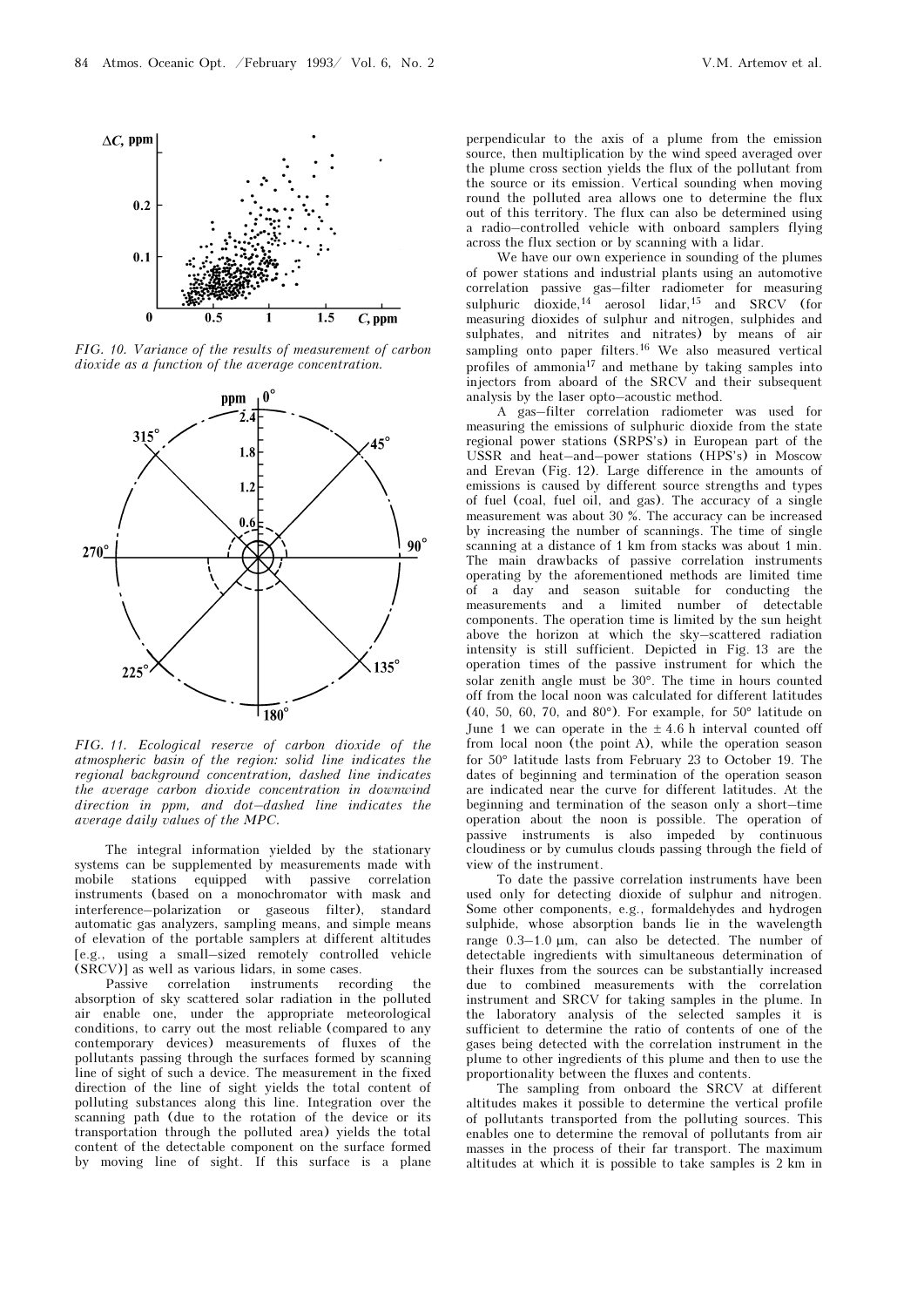FIG. 10. *Variance of the results of measurement of carbon dioxide as a function of the average concentration.*

FIG. 11. *Ecological reserve of carbon dioxide of the atmospheric basin of the region: solid line indicates the regional background concentration, dashed line indicates the average carbon dioxide concentration in downwind direction in ppm, and dot–dashed line indicates the average daily values of the MPC.*

The integral information yielded by the stationary systems can be supplemented by measurements made with mobile stations equipped with passive correlation instruments (based on a monochromator with mask and interference–polarization or gaseous filter), standard automatic gas analyzers, sampling means, and simple means of elevation of the portable samplers at different altitudes [e.g., using a small–sized remotely controlled vehicle (SRCV)] as well as various lidars, in some cases.

Passive correlation instruments recording the absorption of sky scattered solar radiation in the polluted air enable one, under the appropriate meteorological conditions, to carry out the most reliable (compared to any contemporary devices) measurements of fluxes of the pollutants passing through the surfaces formed by scanning line of sight of such a device. The measurement in the fixed direction of the line of sight yields the total content of polluting substances along this line. Integration over the scanning path (due to the rotation of the device or its transportation through the polluted area) yields the total content of the detectable component on the surface formed by moving line of sight. If this surface is a plane perpendicular to the axis of a plume from the emission source, then multiplication by the wind speed averaged over the plume cross section yields the flux of the pollutant from the source or its emission. Vertical sounding when moving round the polluted area allows one to determine the flux out of this territory. The flux can also be determined using a radio–controlled vehicle with onboard samplers flying across the flux section or by scanning with a lidar.

We have our own experience in sounding of the plumes of power stations and industrial plants using an automotive correlation passive gas–filter radiometer for measuring sulphuric dioxide,[14] aerosol lidar,[15] and SRCV (for measuring dioxides of sulphur and nitrogen, sulphides and sulphates, and nitrites and nitrates) by means of air sampling onto paper filters.[16] We also measured vertical profiles of ammonia[17] and methane by taking samples into injectors from aboard of the SRCV and their subsequent analysis by the laser opto–acoustic method.

A gas–filter correlation radiometer was used for measuring the emissions of sulphuric dioxide from the state regional power stations (SRPS's) in European part of the USSR and heat–and–power stations (HPS's) in Moscow and Erevan (Fig. 12). Large difference in the amounts of emissions is caused by different source strengths and types of fuel (coal, fuel oil, and gas). The accuracy of a single measurement was about 30 %. The accuracy can be increased by increasing the number of scannings. The time of single scanning at a distance of 1 km from stacks was about 1 min. The main drawbacks of passive correlation instruments operating by the aforementioned methods are limited time of a day and season suitable for conducting the measurements and a limited number of detectable components. The operation time is limited by the sun height above the horizon at which the sky–scattered radiation intensity is still sufficient. Depicted in Fig. 13 are the operation times of the passive instrument for which the solar zenith angle must be 30°. The time in hours counted off from the local noon was calculated for different latitudes (40, 50, 60, 70, and 80°). For example, for 50° latitude on June 1 we can operate in the ± 4.6 h interval counted off from local noon (the point A), while the operation season for 50° latitude lasts from February 23 to October 19. The dates of beginning and termination of the operation season are indicated near the curve for different latitudes. At the beginning and termination of the season only a short–time operation about the noon is possible. The operation of passive instruments is also impeded by continuous cloudiness or by cumulus clouds passing through the field of view of the instrument.

To date the passive correlation instruments have been used only for detecting dioxide of sulphur and nitrogen. Some other components, e.g., formaldehydes and hydrogen sulphide, whose absorption bands lie in the wavelength range 0.3–1.0 μm, can also be detected. The number of detectable ingredients with simultaneous determination of their fluxes from the sources can be substantially increased due to combined measurements with the correlation instrument and SRCV for taking samples in the plume. In the laboratory analysis of the selected samples it is sufficient to determine the ratio of contents of one of the gases being detected with the correlation instrument in the plume to other ingredients of this plume and then to use the proportionality between the fluxes and contents.

The sampling from onboard the SRCV at different altitudes makes it possible to determine the vertical profile of pollutants transported from the polluting sources. This enables one to determine the removal of pollutants from air masses in the process of their far transport. The maximum altitudes at which it is possible to take samples is 2 km in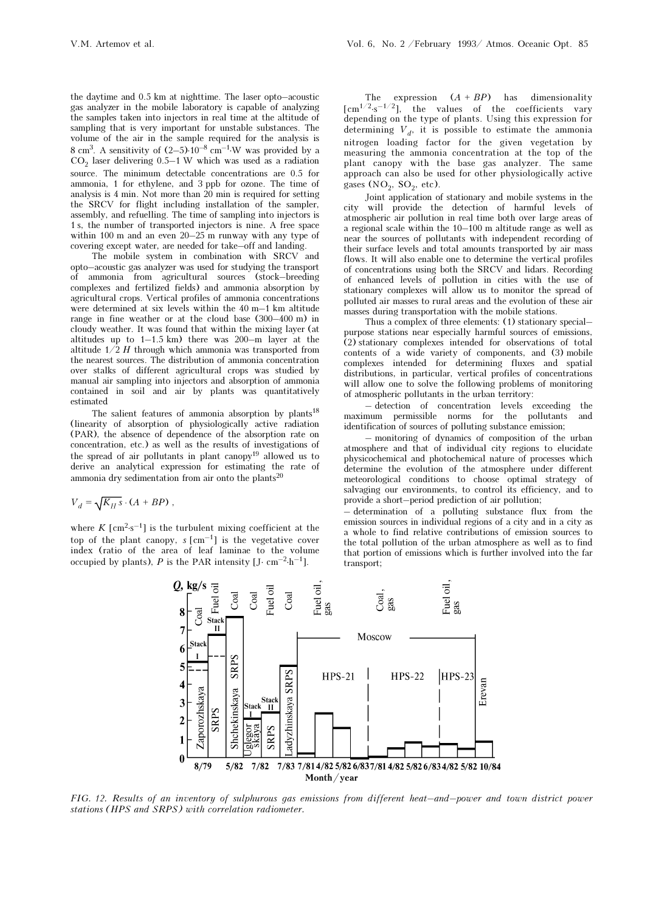the daytime and 0.5 km at nighttime. The laser opto–acoustic gas analyzer in the mobile laboratory is capable of analyzing the samples taken into injectors in real time at the altitude of sampling that is very important for unstable substances. The volume of the air in the sample required for the analysis is 8 cm$^3$. A sensitivity of $(2–5)\cdot10^{-8}$ cm$^{-1}\cdot$W was provided by a $CO_2$ laser delivering 0.5–1 W which was used as a radiation source. The minimum detectable concentrations are 0.5 for ammonia, 1 for ethylene, and 3 ppb for ozone. The time of analysis is 4 min. Not more than 20 min is required for setting the SRCV for flight including installation of the sampler, assembly, and refuelling. The time of sampling into injectors is 1 s, the number of transported injectors is nine. A free space within 100 m and an even 20–25 m runway with any type of covering except water, are needed for take–off and landing.

The mobile system in combination with SRCV and opto–acoustic gas analyzer was used for studying the transport of ammonia from agricultural sources (stock–breeding complexes and fertilized fields) and ammonia absorption by agricultural crops. Vertical profiles of ammonia concentrations were determined at six levels within the 40 m–1 km altitude range in fine weather or at the cloud base (300–400 m) in cloudy weather. It was found that within the mixing layer (at altitudes up to 1–1.5 km) there was 200–m layer at the altitude $1/2\ H$ through which ammonia was transported from the nearest sources. The distribution of ammonia concentration over stalks of different agricultural crops was studied by manual air sampling into injectors and absorption of ammonia contained in soil and air by plants was quantitatively estimated

The salient features of ammonia absorption by plants[18] (linearity of absorption of physiologically active radiation (PAR), the absence of dependence of the absorption rate on concentration, etc.) as well as the results of investigations of the spread of air pollutants in plant canopy[19] allowed us to derive an analytical expression for estimating the rate of ammonia dry sedimentation from air onto the plants[20]

$$V_d = \sqrt{K_H\, s} \cdot (A + BP)\ ,$$

where $K$ [cm$^2\cdot$s$^{-1}$] is the turbulent mixing coefficient at the top of the plant canopy, $s$ [cm$^{-1}$] is the vegetative cover index (ratio of the area of leaf laminae to the volume occupied by plants), $P$ is the PAR intensity [J$\cdot$ cm$^{-2}\cdot$h$^{-1}$].

The expression $(A + BP)$ has dimensionality [cm$^{1/2}\cdot$s$^{-1/2}$], the values of the coefficients vary depending on the type of plants. Using this expression for determining $V_d$, it is possible to estimate the ammonia nitrogen loading factor for the given vegetation by measuring the ammonia concentration at the top of the plant canopy with the base gas analyzer. The same approach can also be used for other physiologically active gases ($NO_2$, $SO_2$, etc).

Joint application of stationary and mobile systems in the city will provide the detection of harmful levels of atmospheric air pollution in real time both over large areas of a regional scale within the 10–100 m altitude range as well as near the sources of pollutants with independent recording of their surface levels and total amounts transported by air mass flows. It will also enable one to determine the vertical profiles of concentrations using both the SRCV and lidars. Recording of enhanced levels of pollution in cities with the use of stationary complexes will allow us to monitor the spread of polluted air masses to rural areas and the evolution of these air masses during transportation with the mobile stations.

Thus a complex of three elements: (1) stationary special–purpose stations near especially harmful sources of emissions, (2) stationary complexes intended for observations of total contents of a wide variety of components, and (3) mobile complexes intended for determining fluxes and spatial distributions, in particular, vertical profiles of concentrations will allow one to solve the following problems of monitoring of atmospheric pollutants in the urban territory:

– detection of concentration levels exceeding the maximum permissible norms for the pollutants and identification of sources of polluting substance emission;

– monitoring of dynamics of composition of the urban atmosphere and that of individual city regions to elucidate physicochemical and photochemical nature of processes which determine the evolution of the atmosphere under different meteorological conditions to choose optimal strategy of salvaging our environments, to control its efficiency, and to provide a short–period prediction of air pollution;

– determination of a polluting substance flux from the emission sources in individual regions of a city and in a city as a whole to find relative contributions of emission sources to the total pollution of the urban atmosphere as well as to find that portion of emissions which is further involved into the far transport;

Q, kg/s
8
7
6
5
4
3
2
1
0
Coal
Fuel oil
Coal
Coal
Fuel oil
Coal
Fuel oil, gas
Coal, gas
Fuel oil, gas
Stack I
Stack II
Stack I
Stack II
Zaporozhskaya
SRPS
Shchekinskaya SRPS
Uglegorskaya
SRPS
Ladyzhinskaya SRPS
Moscow
HPS-21
HPS-22
HPS-23
Erevan
8/79
5/82
7/82
7/83
7/81
4/82
5/82
6/83
7/81
4/82
5/82
6/83
4/82
5/82
10/84
Month/year

*FIG. 12. Results of an inventory of sulphurous gas emissions from different heat–and–power and town district power stations (HPS and SRPS) with correlation radiometer.*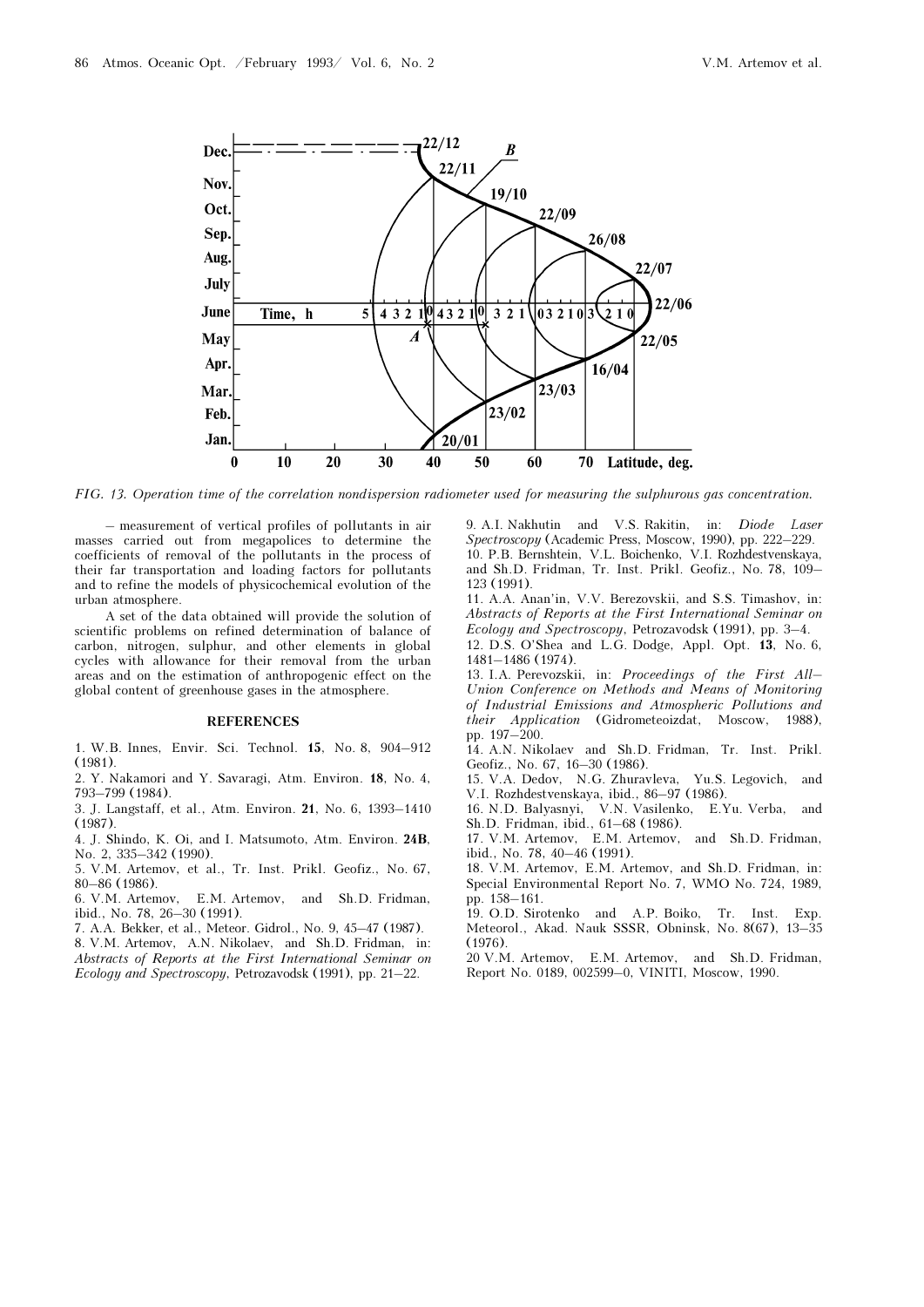Dec.
Nov.
Oct.
Sep.
Aug.
July
June
May
Apr.
Mar.
Feb.
Jan.

22/12
22/11
B
19/10
22/09
26/08
22/07
22/06
22/05
16/04
23/03
23/02
20/01

Time, h 5 4 3 2 1 0 4 3 2 1 0 3 2 1 0 3 2 1 0 3 2 1 0

A

0 10 20 30 40 50 60 70 Latitude, deg.

*FIG. 13. Operation time of the correlation nondispersion radiometer used for measuring the sulphurous gas concentration.*

– measurement of vertical profiles of pollutants in air masses carried out from megapolices to determine the coefficients of removal of the pollutants in the process of their far transportation and loading factors for pollutants and to refine the models of physicochemical evolution of the urban atmosphere.

A set of the data obtained will provide the solution of scientific problems on refined determination of balance of carbon, nitrogen, sulphur, and other elements in global cycles with allowance for their removal from the urban areas and on the estimation of anthropogenic effect on the global content of greenhouse gases in the atmosphere.

## REFERENCES

1. W.B. Innes, Envir. Sci. Technol. **15**, No. 8, 904–912 (1981).
2. Y. Nakamori and Y. Savaragi, Atm. Environ. **18**, No. 4, 793–799 (1984).
3. J. Langstaff, et al., Atm. Environ. **21**, No. 6, 1393–1410 (1987).
4. J. Shindo, K. Oi, and I. Matsumoto, Atm. Environ. **24B**, No. 2, 335–342 (1990).
5. V.M. Artemov, et al., Tr. Inst. Prikl. Geofiz., No. 67, 80–86 (1986).
6. V.M. Artemov, E.M. Artemov, and Sh.D. Fridman, ibid., No. 78, 26–30 (1991).
7. A.A. Bekker, et al., Meteor. Gidrol., No. 9, 45–47 (1987).
8. V.M. Artemov, A.N. Nikolaev, and Sh.D. Fridman, in: *Abstracts of Reports at the First International Seminar on Ecology and Spectroscopy*, Petrozavodsk (1991), pp. 21–22.
9. A.I. Nakhutin and V.S. Rakitin, in: *Diode Laser Spectroscopy* (Academic Press, Moscow, 1990), pp. 222–229.
10. P.B. Bernshtein, V.L. Boichenko, V.I. Rozhdestvenskaya, and Sh.D. Fridman, Tr. Inst. Prikl. Geofiz., No. 78, 109–123 (1991).
11. A.A. Anan'in, V.V. Berezovskii, and S.S. Timashov, in: *Abstracts of Reports at the First International Seminar on Ecology and Spectroscopy*, Petrozavodsk (1991), pp. 3–4.
12. D.S. O'Shea and L.G. Dodge, Appl. Opt. **13**, No. 6, 1481–1486 (1974).
13. I.A. Perevozskii, in: *Proceedings of the First All–Union Conference on Methods and Means of Monitoring of Industrial Emissions and Atmospheric Pollutions and their Application* (Gidrometeoizdat, Moscow, 1988), pp. 197–200.
14. A.N. Nikolaev and Sh.D. Fridman, Tr. Inst. Prikl. Geofiz., No. 67, 16–30 (1986).
15. V.A. Dedov, N.G. Zhuravleva, Yu.S. Legovich, and V.I. Rozhdestvenskaya, ibid., 86–97 (1986).
16. N.D. Balyasnyi, V.N. Vasilenko, E.Yu. Verba, and Sh.D. Fridman, ibid., 61–68 (1986).
17. V.M. Artemov, E.M. Artemov, and Sh.D. Fridman, ibid., No. 78, 40–46 (1991).
18. V.M. Artemov, E.M. Artemov, and Sh.D. Fridman, in: Special Environmental Report No. 7, WMO No. 724, 1989, pp. 158–161.
19. O.D. Sirotenko and A.P. Boiko, Tr. Inst. Exp. Meteorol., Akad. Nauk SSSR, Obninsk, No. 8(67), 13–35 (1976).
20 V.M. Artemov, E.M. Artemov, and Sh.D. Fridman, Report No. 0189, 002599–0, VINITI, Moscow, 1990.